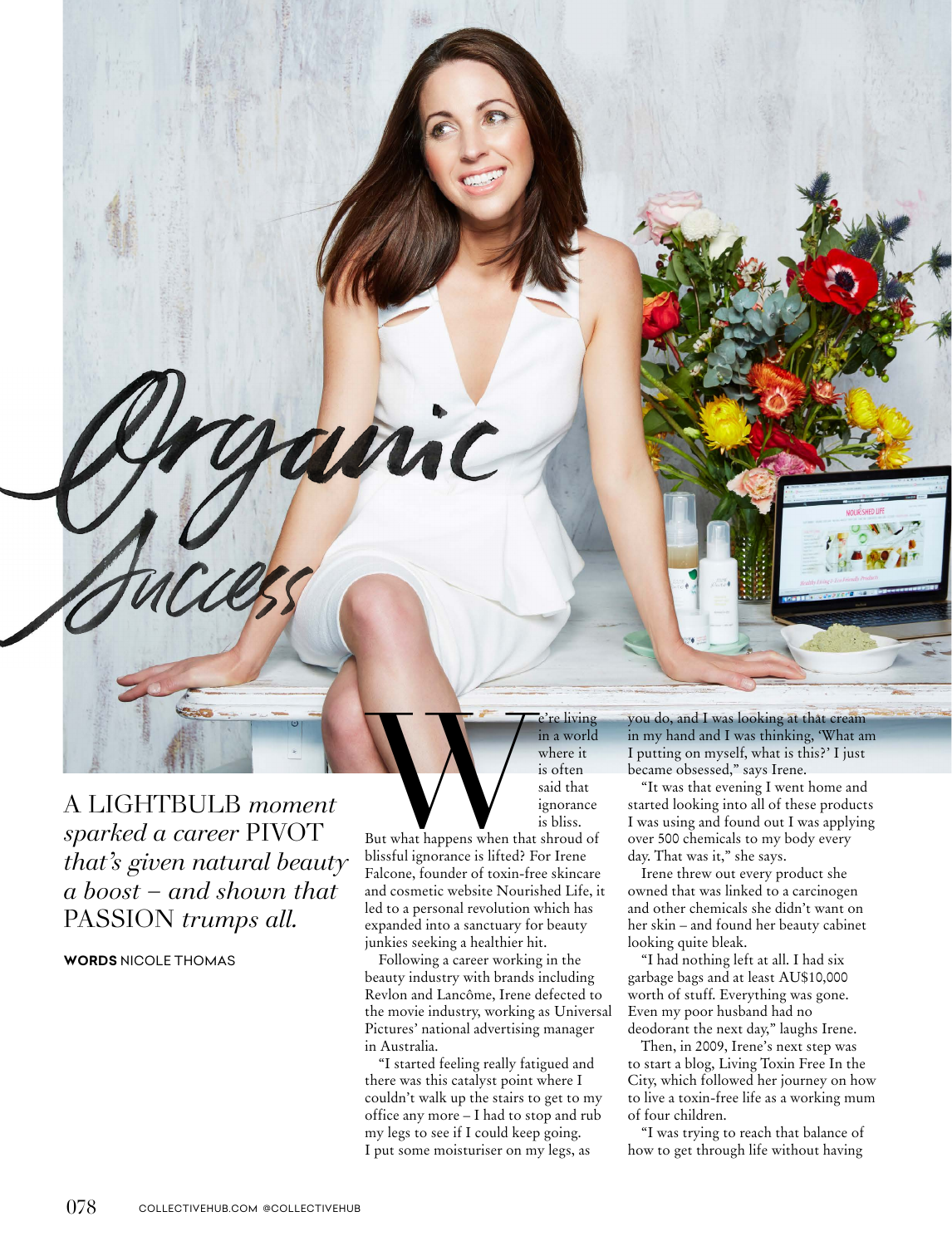# Organic Success

A LIGHTBULB *moment sparked a career* PIVOT *that's given natural beauty a boost – and shown that* PASSION *trumps all.*

**WORDS** NICOLE THOMAS

We're living in a world where it is often said that ignorance is bliss. But what happens when that shroud of blissful ignorance is lifted? For Irene Falcone, founder of toxin-free skincare and cosmetic website Nourished Life, it led to a personal revolution which has expanded into a sanctuary for beauty junkies seeking a healthier hit.

Following a career working in the beauty industry with brands including Revlon and Lancôme, Irene defected to the movie industry, working as Universal Pictures' national advertising manager in Australia.

"I started feeling really fatigued and there was this catalyst point where I couldn't walk up the stairs to get to my office any more – I had to stop and rub my legs to see if I could keep going. I put some moisturiser on my legs, as you do, and I was looking at that cream in my hand and I was thinking, 'What am I putting on myself, what is this?' I just became obsessed," says Irene.

"It was that evening I went home and started looking into all of these products I was using and found out I was applying over 500 chemicals to my body every day. That was it," she says.

Irene threw out every product she owned that was linked to a carcinogen and other chemicals she didn't want on her skin – and found her beauty cabinet looking quite bleak.

"I had nothing left at all. I had six garbage bags and at least AU$10,000 worth of stuff. Everything was gone. Even my poor husband had no deodorant the next day," laughs Irene.

Then, in 2009, Irene's next step was to start a blog, Living Toxin Free In the City, which followed her journey on how to live a toxin-free life as a working mum of four children.

"I was trying to reach that balance of how to get through life without having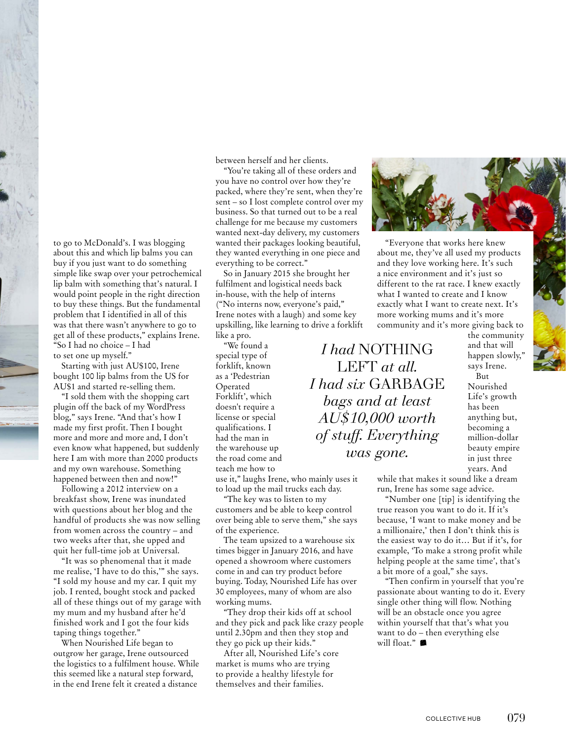to go to McDonald's. I was blogging about this and which lip balms you can buy if you just want to do something simple like swap over your petrochemical lip balm with something that's natural. I would point people in the right direction to buy these things. But the fundamental problem that I identified in all of this was that there wasn't anywhere to go to get all of these products," explains Irene. "So I had no choice – I had to set one up myself."

Starting with just AU$100, Irene bought 100 lip balms from the US for AU$1 and started re-selling them.

"I sold them with the shopping cart plugin off the back of my WordPress blog," says Irene. "And that's how I made my first profit. Then I bought more and more and more and, I don't even know what happened, but suddenly here I am with more than 2000 products and my own warehouse. Something happened between then and now!"

Following a 2012 interview on a breakfast show, Irene was inundated with questions about her blog and the handful of products she was now selling from women across the country – and two weeks after that, she upped and quit her full-time job at Universal.

"It was so phenomenal that it made me realise, 'I have to do this,'" she says. "I sold my house and my car. I quit my job. I rented, bought stock and packed all of these things out of my garage with my mum and my husband after he'd finished work and I got the four kids taping things together."

When Nourished Life began to outgrow her garage, Irene outsourced the logistics to a fulfilment house. While this seemed like a natural step forward, in the end Irene felt it created a distance between herself and her clients.

"You're taking all of these orders and you have no control over how they're packed, where they're sent, when they're sent – so I lost complete control over my business. So that turned out to be a real challenge for me because my customers wanted next-day delivery, my customers wanted their packages looking beautiful, they wanted everything in one piece and everything to be correct."

So in January 2015 she brought her fulfilment and logistical needs back in-house, with the help of interns ("No interns now, everyone's paid," Irene notes with a laugh) and some key upskilling, like learning to drive a forklift like a pro.

"We found a special type of forklift, known as a 'Pedestrian Operated Forklift', which doesn't require a license or special qualifications. I had the man in the warehouse up the road come and teach me how to use it," laughs Irene, who mainly uses it to load up the mail trucks each day.

> *I had* NOTHING LEFT *at all. I had six* GARBAGE *bags and at least AU$10,000 worth of stuff. Everything was gone.*

"The key was to listen to my customers and be able to keep control over being able to serve them," she says of the experience.

The team upsized to a warehouse six times bigger in January 2016, and have opened a showroom where customers come in and can try product before buying. Today, Nourished Life has over 30 employees, many of whom are also working mums.

"They drop their kids off at school and they pick and pack like crazy people until 2.30pm and then they stop and they go pick up their kids."

After all, Nourished Life's core market is mums who are trying to provide a healthy lifestyle for themselves and their families.

"Everyone that works here knew about me, they've all used my products and they love working here. It's such a nice environment and it's just so different to the rat race. I knew exactly what I wanted to create and I know exactly what I want to create next. It's more working mums and it's more community and it's more giving back to the community and that will happen slowly," says Irene.

But Nourished Life's growth has been anything but, becoming a million-dollar beauty empire in just three years. And while that makes it sound like a dream run, Irene has some sage advice.

"Number one [tip] is identifying the true reason you want to do it. If it's because, 'I want to make money and be a millionaire,' then I don't think this is the easiest way to do it… But if it's, for example, 'To make a strong profit while helping people at the same time', that's a bit more of a goal," she says.

"Then confirm in yourself that you're passionate about wanting to do it. Every single other thing will flow. Nothing will be an obstacle once you agree within yourself that that's what you want to do – then everything else will float." ■